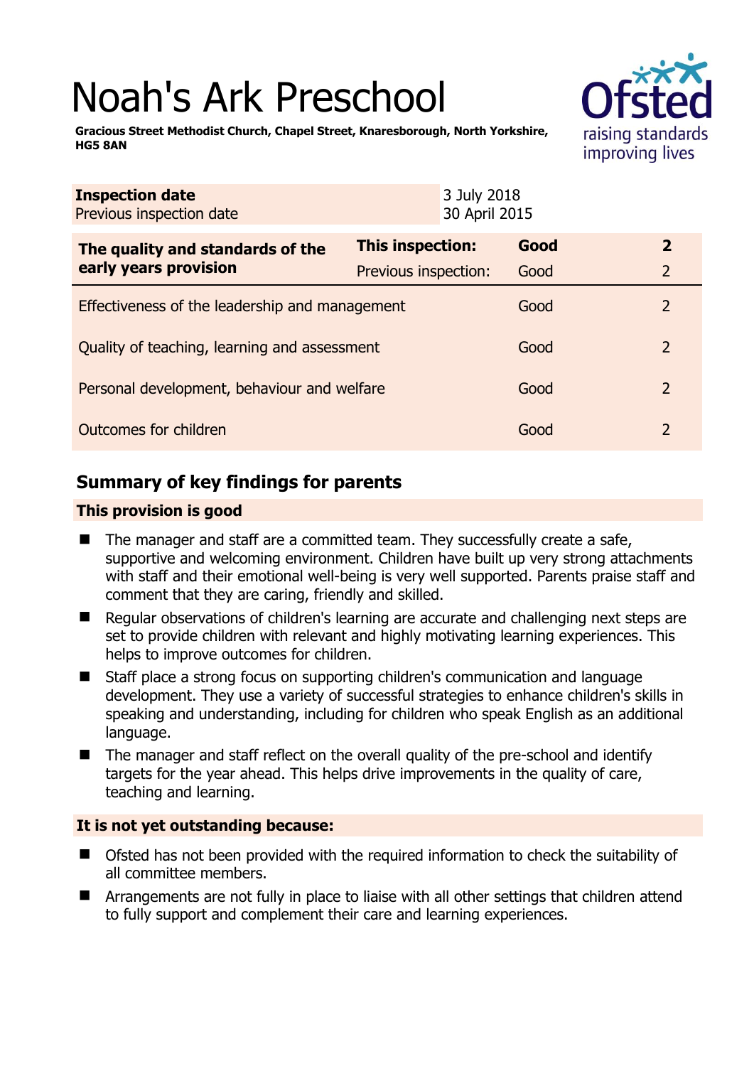# Noah's Ark Preschool

**Gracious Street Methodist Church, Chapel Street, Knaresborough, North Yorkshire, HG5 8AN**

| **Inspection date** | 3 July 2018 |
|---|---|
| Previous inspection date | 30 April 2015 |

| **The quality and standards of the early years provision** | **This inspection:** | **Good** | **2** |
|---|---|---|---|
| | Previous inspection: | Good | 2 |
| Effectiveness of the leadership and management | | Good | 2 |
| Quality of teaching, learning and assessment | | Good | 2 |
| Personal development, behaviour and welfare | | Good | 2 |
| Outcomes for children | | Good | 2 |

## Summary of key findings for parents

### This provision is good

- The manager and staff are a committed team. They successfully create a safe, supportive and welcoming environment. Children have built up very strong attachments with staff and their emotional well-being is very well supported. Parents praise staff and comment that they are caring, friendly and skilled.
- Regular observations of children's learning are accurate and challenging next steps are set to provide children with relevant and highly motivating learning experiences. This helps to improve outcomes for children.
- Staff place a strong focus on supporting children's communication and language development. They use a variety of successful strategies to enhance children's skills in speaking and understanding, including for children who speak English as an additional language.
- The manager and staff reflect on the overall quality of the pre-school and identify targets for the year ahead. This helps drive improvements in the quality of care, teaching and learning.

### It is not yet outstanding because:

- Ofsted has not been provided with the required information to check the suitability of all committee members.
- Arrangements are not fully in place to liaise with all other settings that children attend to fully support and complement their care and learning experiences.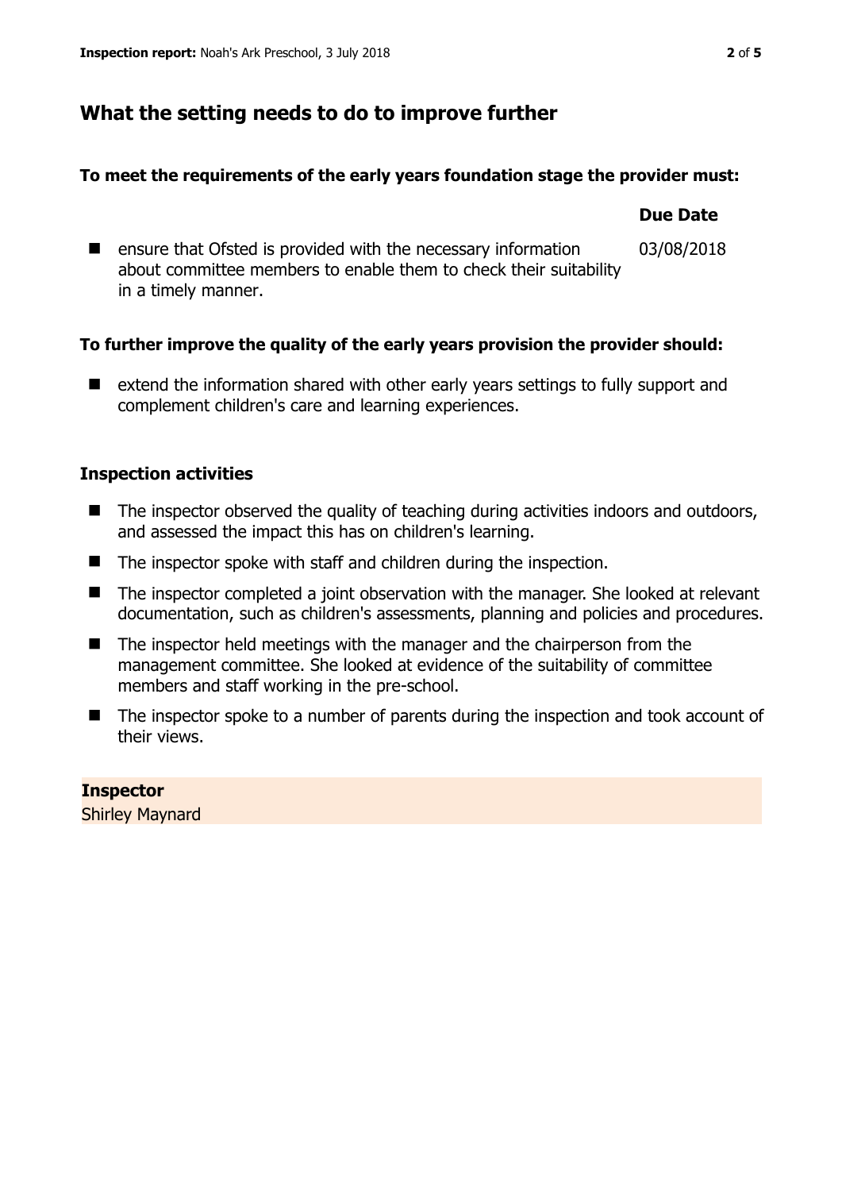## What the setting needs to do to improve further

**To meet the requirements of the early years foundation stage the provider must:**

| | Due Date |
|---|---|
| ensure that Ofsted is provided with the necessary information about committee members to enable them to check their suitability in a timely manner. | 03/08/2018 |

**To further improve the quality of the early years provision the provider should:**

- extend the information shared with other early years settings to fully support and complement children's care and learning experiences.

### Inspection activities

- The inspector observed the quality of teaching during activities indoors and outdoors, and assessed the impact this has on children's learning.
- The inspector spoke with staff and children during the inspection.
- The inspector completed a joint observation with the manager. She looked at relevant documentation, such as children's assessments, planning and policies and procedures.
- The inspector held meetings with the manager and the chairperson from the management committee. She looked at evidence of the suitability of committee members and staff working in the pre-school.
- The inspector spoke to a number of parents during the inspection and took account of their views.

**Inspector**
Shirley Maynard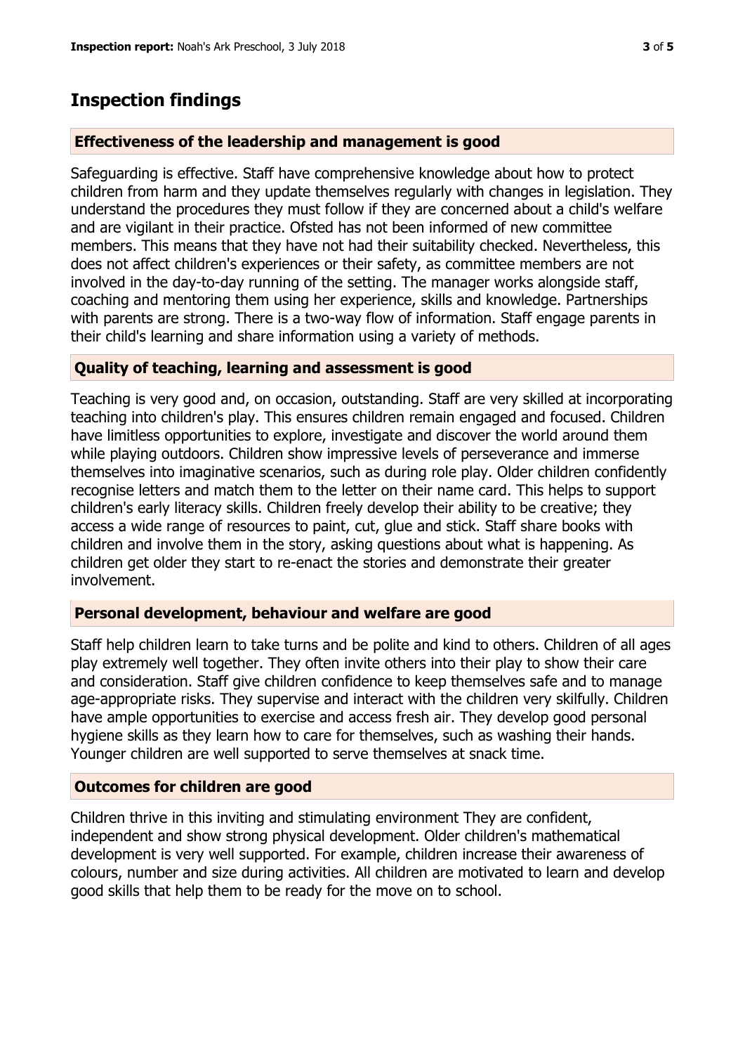## Inspection findings

### Effectiveness of the leadership and management is good

Safeguarding is effective. Staff have comprehensive knowledge about how to protect children from harm and they update themselves regularly with changes in legislation. They understand the procedures they must follow if they are concerned about a child's welfare and are vigilant in their practice. Ofsted has not been informed of new committee members. This means that they have not had their suitability checked. Nevertheless, this does not affect children's experiences or their safety, as committee members are not involved in the day-to-day running of the setting. The manager works alongside staff, coaching and mentoring them using her experience, skills and knowledge. Partnerships with parents are strong. There is a two-way flow of information. Staff engage parents in their child's learning and share information using a variety of methods.

### Quality of teaching, learning and assessment is good

Teaching is very good and, on occasion, outstanding. Staff are very skilled at incorporating teaching into children's play. This ensures children remain engaged and focused. Children have limitless opportunities to explore, investigate and discover the world around them while playing outdoors. Children show impressive levels of perseverance and immerse themselves into imaginative scenarios, such as during role play. Older children confidently recognise letters and match them to the letter on their name card. This helps to support children's early literacy skills. Children freely develop their ability to be creative; they access a wide range of resources to paint, cut, glue and stick. Staff share books with children and involve them in the story, asking questions about what is happening. As children get older they start to re-enact the stories and demonstrate their greater involvement.

### Personal development, behaviour and welfare are good

Staff help children learn to take turns and be polite and kind to others. Children of all ages play extremely well together. They often invite others into their play to show their care and consideration. Staff give children confidence to keep themselves safe and to manage age-appropriate risks. They supervise and interact with the children very skilfully. Children have ample opportunities to exercise and access fresh air. They develop good personal hygiene skills as they learn how to care for themselves, such as washing their hands. Younger children are well supported to serve themselves at snack time.

### Outcomes for children are good

Children thrive in this inviting and stimulating environment They are confident, independent and show strong physical development. Older children's mathematical development is very well supported. For example, children increase their awareness of colours, number and size during activities. All children are motivated to learn and develop good skills that help them to be ready for the move on to school.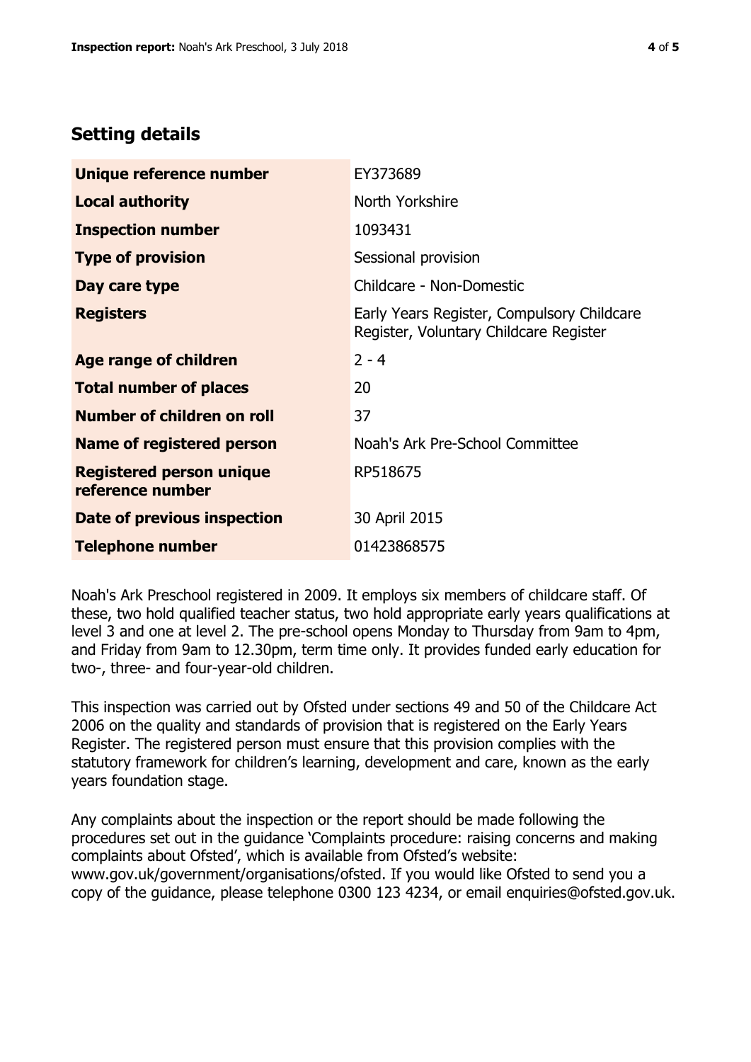## Setting details

| | |
|---|---|
| **Unique reference number** | EY373689 |
| **Local authority** | North Yorkshire |
| **Inspection number** | 1093431 |
| **Type of provision** | Sessional provision |
| **Day care type** | Childcare - Non-Domestic |
| **Registers** | Early Years Register, Compulsory Childcare Register, Voluntary Childcare Register |
| **Age range of children** | 2 - 4 |
| **Total number of places** | 20 |
| **Number of children on roll** | 37 |
| **Name of registered person** | Noah's Ark Pre-School Committee |
| **Registered person unique reference number** | RP518675 |
| **Date of previous inspection** | 30 April 2015 |
| **Telephone number** | 01423868575 |

Noah's Ark Preschool registered in 2009. It employs six members of childcare staff. Of these, two hold qualified teacher status, two hold appropriate early years qualifications at level 3 and one at level 2. The pre-school opens Monday to Thursday from 9am to 4pm, and Friday from 9am to 12.30pm, term time only. It provides funded early education for two-, three- and four-year-old children.

This inspection was carried out by Ofsted under sections 49 and 50 of the Childcare Act 2006 on the quality and standards of provision that is registered on the Early Years Register. The registered person must ensure that this provision complies with the statutory framework for children's learning, development and care, known as the early years foundation stage.

Any complaints about the inspection or the report should be made following the procedures set out in the guidance 'Complaints procedure: raising concerns and making complaints about Ofsted', which is available from Ofsted's website: www.gov.uk/government/organisations/ofsted. If you would like Ofsted to send you a copy of the guidance, please telephone 0300 123 4234, or email enquiries@ofsted.gov.uk.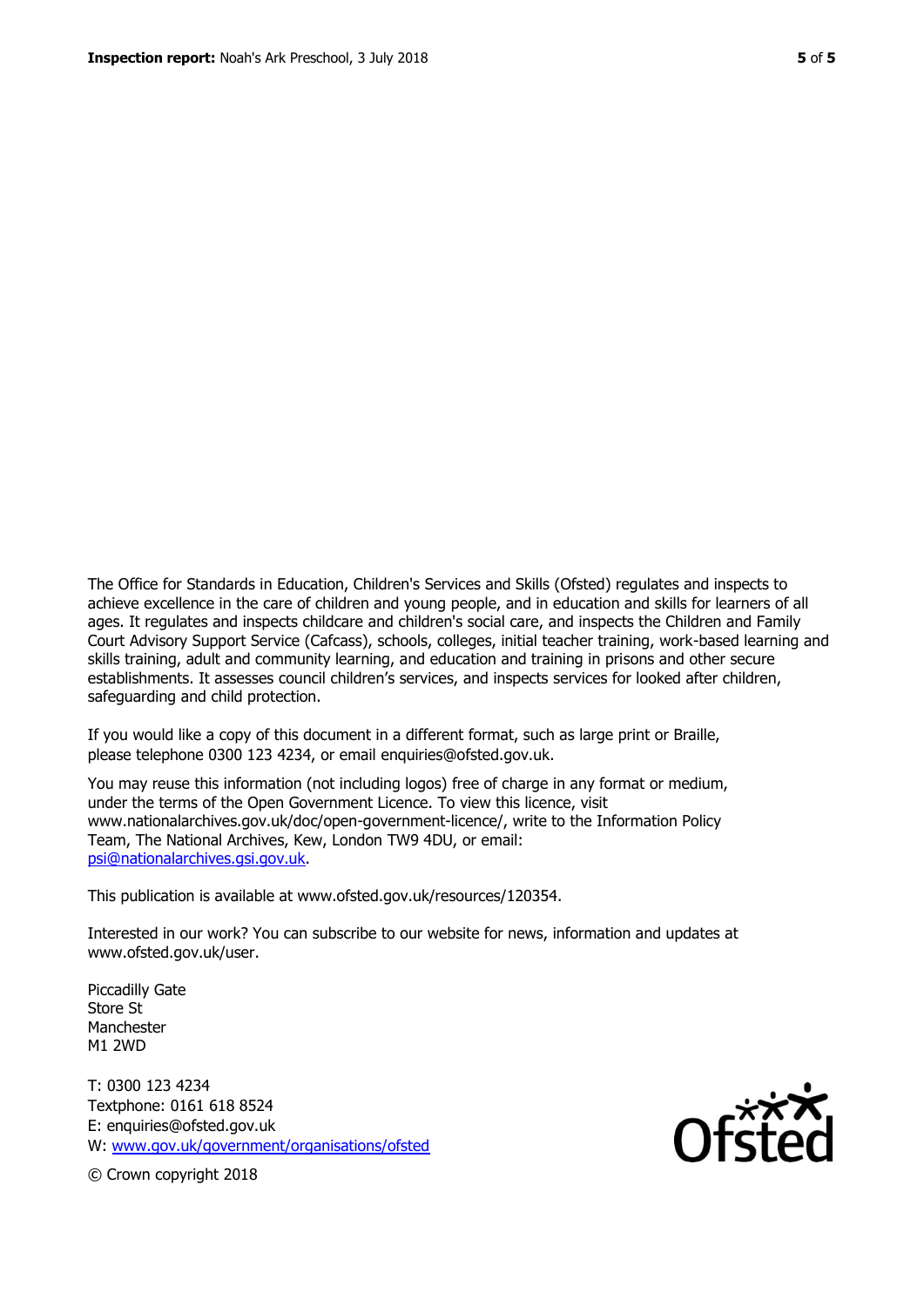The Office for Standards in Education, Children's Services and Skills (Ofsted) regulates and inspects to achieve excellence in the care of children and young people, and in education and skills for learners of all ages. It regulates and inspects childcare and children's social care, and inspects the Children and Family Court Advisory Support Service (Cafcass), schools, colleges, initial teacher training, work-based learning and skills training, adult and community learning, and education and training in prisons and other secure establishments. It assesses council children's services, and inspects services for looked after children, safeguarding and child protection.

If you would like a copy of this document in a different format, such as large print or Braille, please telephone 0300 123 4234, or email enquiries@ofsted.gov.uk.

You may reuse this information (not including logos) free of charge in any format or medium, under the terms of the Open Government Licence. To view this licence, visit www.nationalarchives.gov.uk/doc/open-government-licence/, write to the Information Policy Team, The National Archives, Kew, London TW9 4DU, or email: psi@nationalarchives.gsi.gov.uk.

This publication is available at www.ofsted.gov.uk/resources/120354.

Interested in our work? You can subscribe to our website for news, information and updates at www.ofsted.gov.uk/user.

Piccadilly Gate  
Store St  
Manchester  
M1 2WD

T: 0300 123 4234  
Textphone: 0161 618 8524  
E: enquiries@ofsted.gov.uk  
W: www.gov.uk/government/organisations/ofsted

© Crown copyright 2018